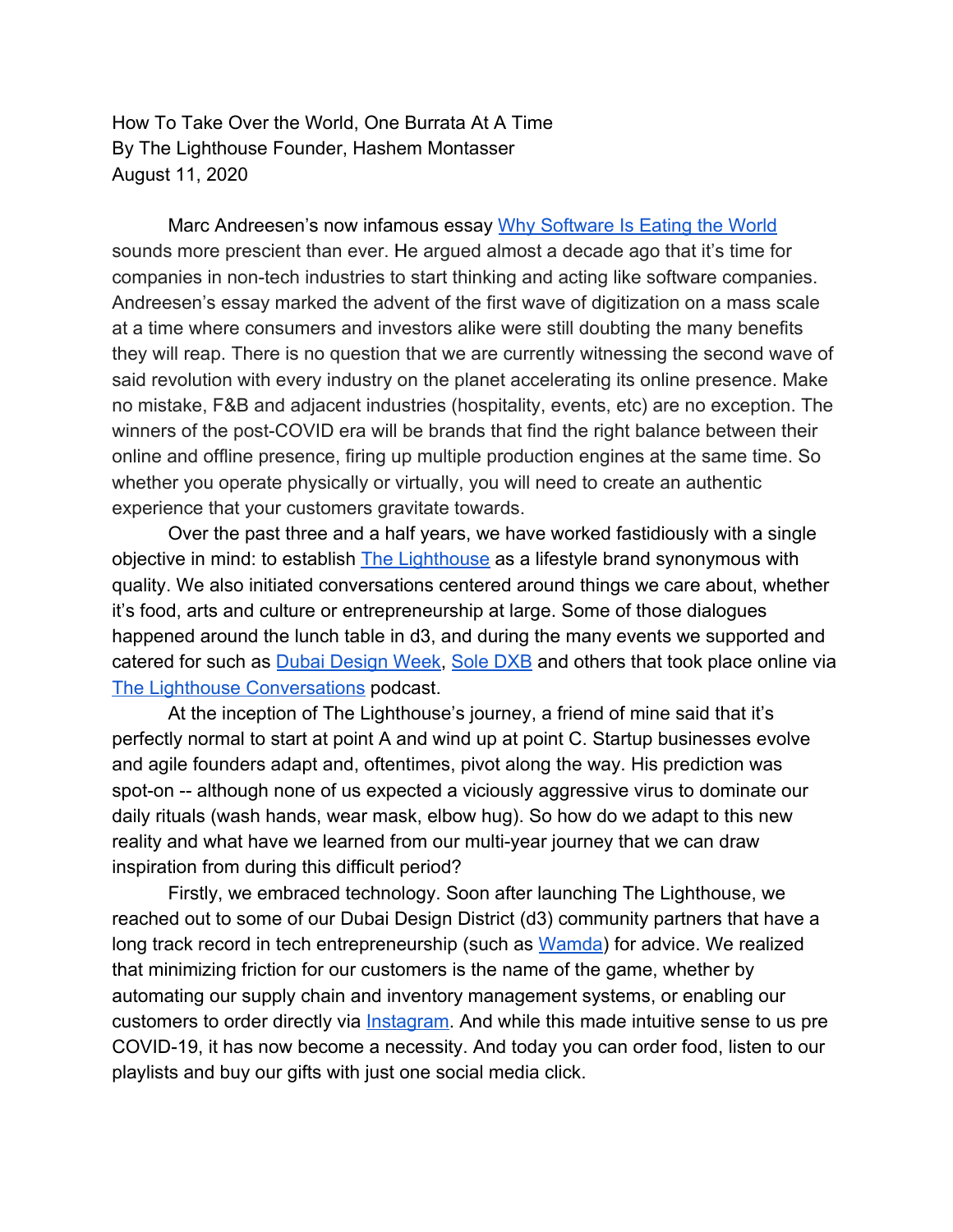How To Take Over the World, One Burrata At A Time
By The Lighthouse Founder, Hashem Montasser
August 11, 2020

Marc Andreesen's now infamous essay Why Software Is Eating the World sounds more prescient than ever. He argued almost a decade ago that it's time for companies in non-tech industries to start thinking and acting like software companies. Andreesen's essay marked the advent of the first wave of digitization on a mass scale at a time where consumers and investors alike were still doubting the many benefits they will reap. There is no question that we are currently witnessing the second wave of said revolution with every industry on the planet accelerating its online presence. Make no mistake, F&B and adjacent industries (hospitality, events, etc) are no exception. The winners of the post-COVID era will be brands that find the right balance between their online and offline presence, firing up multiple production engines at the same time. So whether you operate physically or virtually, you will need to create an authentic experience that your customers gravitate towards.

Over the past three and a half years, we have worked fastidiously with a single objective in mind: to establish The Lighthouse as a lifestyle brand synonymous with quality. We also initiated conversations centered around things we care about, whether it's food, arts and culture or entrepreneurship at large. Some of those dialogues happened around the lunch table in d3, and during the many events we supported and catered for such as Dubai Design Week, Sole DXB and others that took place online via The Lighthouse Conversations podcast.

At the inception of The Lighthouse's journey, a friend of mine said that it's perfectly normal to start at point A and wind up at point C. Startup businesses evolve and agile founders adapt and, oftentimes, pivot along the way. His prediction was spot-on -- although none of us expected a viciously aggressive virus to dominate our daily rituals (wash hands, wear mask, elbow hug). So how do we adapt to this new reality and what have we learned from our multi-year journey that we can draw inspiration from during this difficult period?

Firstly, we embraced technology. Soon after launching The Lighthouse, we reached out to some of our Dubai Design District (d3) community partners that have a long track record in tech entrepreneurship (such as Wamda) for advice. We realized that minimizing friction for our customers is the name of the game, whether by automating our supply chain and inventory management systems, or enabling our customers to order directly via Instagram. And while this made intuitive sense to us pre COVID-19, it has now become a necessity. And today you can order food, listen to our playlists and buy our gifts with just one social media click.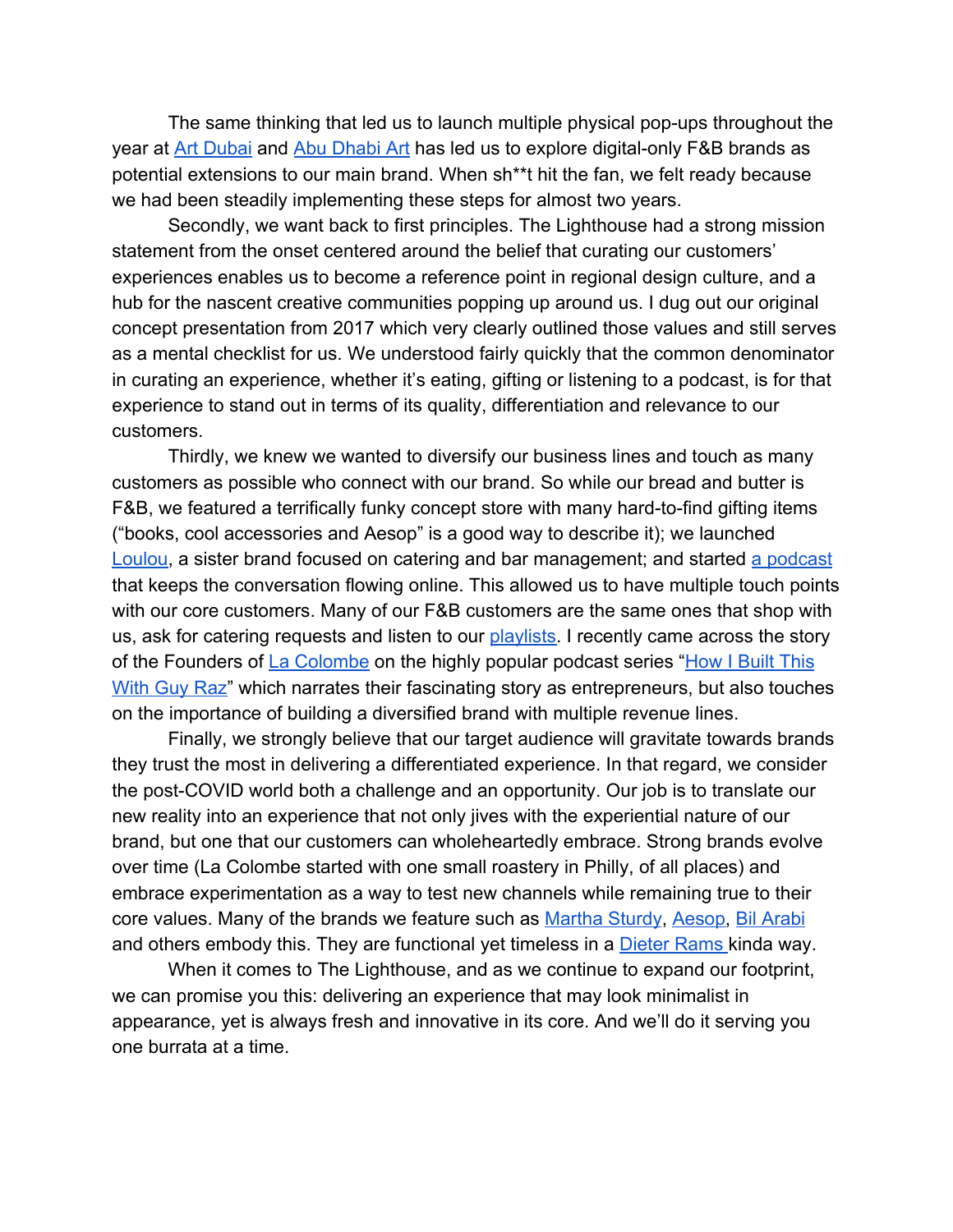The same thinking that led us to launch multiple physical pop-ups throughout the year at Art Dubai and Abu Dhabi Art has led us to explore digital-only F&B brands as potential extensions to our main brand. When sh**t hit the fan, we felt ready because we had been steadily implementing these steps for almost two years.

Secondly, we want back to first principles. The Lighthouse had a strong mission statement from the onset centered around the belief that curating our customers' experiences enables us to become a reference point in regional design culture, and a hub for the nascent creative communities popping up around us. I dug out our original concept presentation from 2017 which very clearly outlined those values and still serves as a mental checklist for us. We understood fairly quickly that the common denominator in curating an experience, whether it's eating, gifting or listening to a podcast, is for that experience to stand out in terms of its quality, differentiation and relevance to our customers.

Thirdly, we knew we wanted to diversify our business lines and touch as many customers as possible who connect with our brand. So while our bread and butter is F&B, we featured a terrifically funky concept store with many hard-to-find gifting items ("books, cool accessories and Aesop" is a good way to describe it); we launched Loulou, a sister brand focused on catering and bar management; and started a podcast that keeps the conversation flowing online. This allowed us to have multiple touch points with our core customers. Many of our F&B customers are the same ones that shop with us, ask for catering requests and listen to our playlists. I recently came across the story of the Founders of La Colombe on the highly popular podcast series "How I Built This With Guy Raz" which narrates their fascinating story as entrepreneurs, but also touches on the importance of building a diversified brand with multiple revenue lines.

Finally, we strongly believe that our target audience will gravitate towards brands they trust the most in delivering a differentiated experience. In that regard, we consider the post-COVID world both a challenge and an opportunity. Our job is to translate our new reality into an experience that not only jives with the experiential nature of our brand, but one that our customers can wholeheartedly embrace. Strong brands evolve over time (La Colombe started with one small roastery in Philly, of all places) and embrace experimentation as a way to test new channels while remaining true to their core values. Many of the brands we feature such as Martha Sturdy, Aesop, Bil Arabi and others embody this. They are functional yet timeless in a Dieter Rams kinda way.

When it comes to The Lighthouse, and as we continue to expand our footprint, we can promise you this: delivering an experience that may look minimalist in appearance, yet is always fresh and innovative in its core. And we'll do it serving you one burrata at a time.